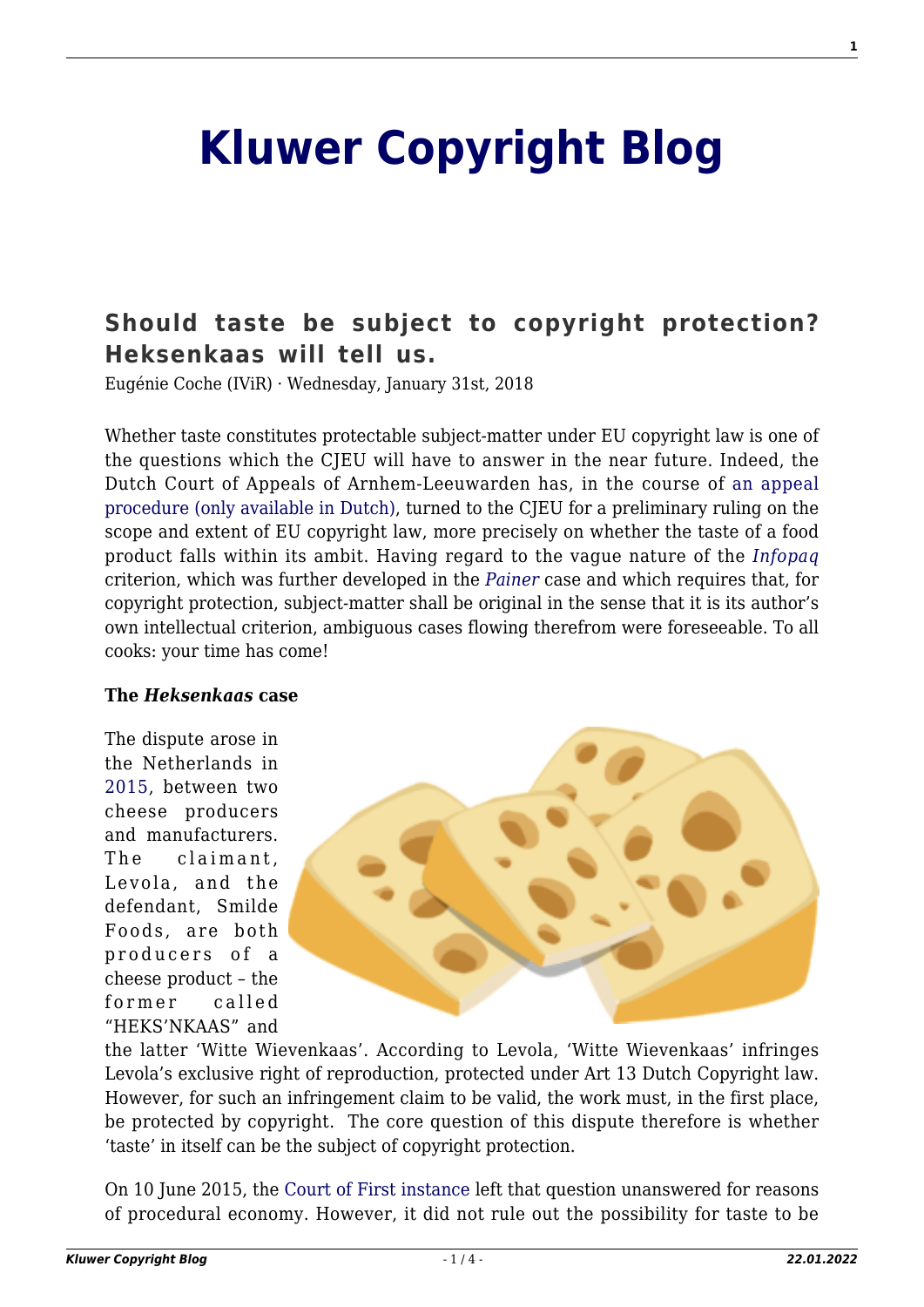# Kluwer Copyright Blog

## Should taste be subject to copyright protection? Heksenkaas will tell us.

Eugénie Coche (IViR) · Wednesday, January 31st, 2018

Whether taste constitutes protectable subject-matter under EU copyright law is one of the questions which the CJEU will have to answer in the near future. Indeed, the Dutch Court of Appeals of Arnhem-Leeuwarden has, in the course of an appeal procedure (only available in Dutch), turned to the CJEU for a preliminary ruling on the scope and extent of EU copyright law, more precisely on whether the taste of a food product falls within its ambit. Having regard to the vague nature of the *Infopaq* criterion, which was further developed in the *Painer* case and which requires that, for copyright protection, subject-matter shall be original in the sense that it is its author's own intellectual criterion, ambiguous cases flowing therefrom were foreseeable. To all cooks: your time has come!

**The *Heksenkaas* case**

The dispute arose in the Netherlands in 2015, between two cheese producers and manufacturers. The claimant, Levola, and the defendant, Smilde Foods, are both producers of a cheese product – the former called "HEKS'NKAAS" and the latter 'Witte Wievenkaas'. According to Levola, 'Witte Wievenkaas' infringes Levola's exclusive right of reproduction, protected under Art 13 Dutch Copyright law. However, for such an infringement claim to be valid, the work must, in the first place, be protected by copyright. The core question of this dispute therefore is whether 'taste' in itself can be the subject of copyright protection.

On 10 June 2015, the Court of First instance left that question unanswered for reasons of procedural economy. However, it did not rule out the possibility for taste to be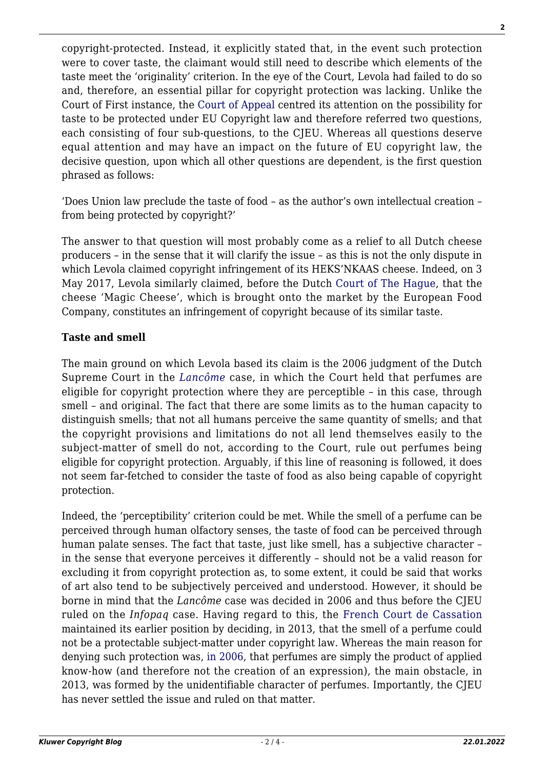copyright-protected. Instead, it explicitly stated that, in the event such protection were to cover taste, the claimant would still need to describe which elements of the taste meet the 'originality' criterion. In the eye of the Court, Levola had failed to do so and, therefore, an essential pillar for copyright protection was lacking. Unlike the Court of First instance, the Court of Appeal centred its attention on the possibility for taste to be protected under EU Copyright law and therefore referred two questions, each consisting of four sub-questions, to the CJEU. Whereas all questions deserve equal attention and may have an impact on the future of EU copyright law, the decisive question, upon which all other questions are dependent, is the first question phrased as follows:

'Does Union law preclude the taste of food – as the author's own intellectual creation – from being protected by copyright?'

The answer to that question will most probably come as a relief to all Dutch cheese producers – in the sense that it will clarify the issue – as this is not the only dispute in which Levola claimed copyright infringement of its HEKS'NKAAS cheese. Indeed, on 3 May 2017, Levola similarly claimed, before the Dutch Court of The Hague, that the cheese 'Magic Cheese', which is brought onto the market by the European Food Company, constitutes an infringement of copyright because of its similar taste.

**Taste and smell**

The main ground on which Levola based its claim is the 2006 judgment of the Dutch Supreme Court in the *Lancôme* case, in which the Court held that perfumes are eligible for copyright protection where they are perceptible – in this case, through smell – and original. The fact that there are some limits as to the human capacity to distinguish smells; that not all humans perceive the same quantity of smells; and that the copyright provisions and limitations do not all lend themselves easily to the subject-matter of smell do not, according to the Court, rule out perfumes being eligible for copyright protection. Arguably, if this line of reasoning is followed, it does not seem far-fetched to consider the taste of food as also being capable of copyright protection.

Indeed, the 'perceptibility' criterion could be met. While the smell of a perfume can be perceived through human olfactory senses, the taste of food can be perceived through human palate senses. The fact that taste, just like smell, has a subjective character – in the sense that everyone perceives it differently – should not be a valid reason for excluding it from copyright protection as, to some extent, it could be said that works of art also tend to be subjectively perceived and understood. However, it should be borne in mind that the *Lancôme* case was decided in 2006 and thus before the CJEU ruled on the *Infopaq* case. Having regard to this, the French Court de Cassation maintained its earlier position by deciding, in 2013, that the smell of a perfume could not be a protectable subject-matter under copyright law. Whereas the main reason for denying such protection was, in 2006, that perfumes are simply the product of applied know-how (and therefore not the creation of an expression), the main obstacle, in 2013, was formed by the unidentifiable character of perfumes. Importantly, the CJEU has never settled the issue and ruled on that matter.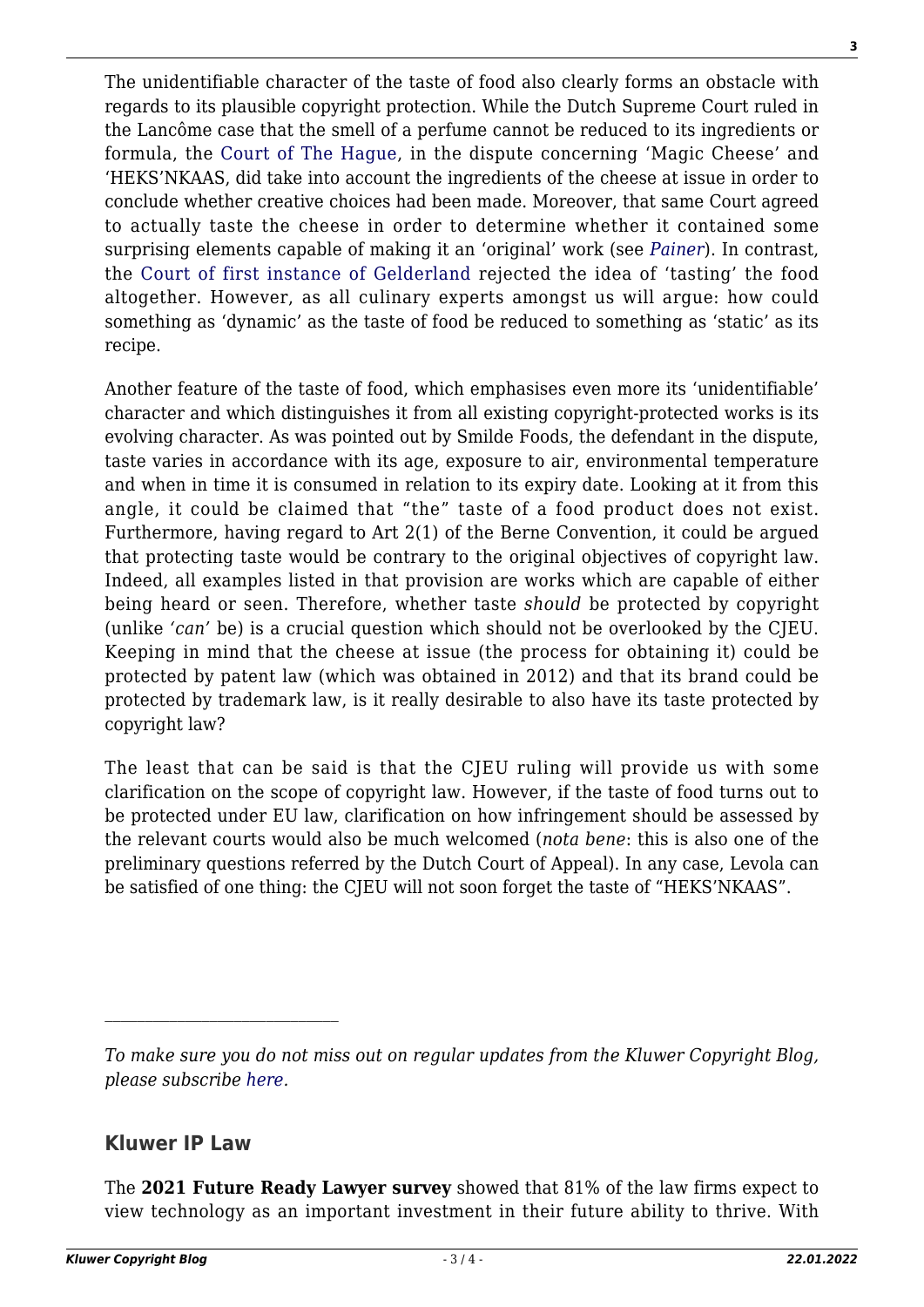The unidentifiable character of the taste of food also clearly forms an obstacle with regards to its plausible copyright protection. While the Dutch Supreme Court ruled in the Lancôme case that the smell of a perfume cannot be reduced to its ingredients or formula, the Court of The Hague, in the dispute concerning 'Magic Cheese' and 'HEKS'NKAAS, did take into account the ingredients of the cheese at issue in order to conclude whether creative choices had been made. Moreover, that same Court agreed to actually taste the cheese in order to determine whether it contained some surprising elements capable of making it an 'original' work (see *Painer*). In contrast, the Court of first instance of Gelderland rejected the idea of 'tasting' the food altogether. However, as all culinary experts amongst us will argue: how could something as 'dynamic' as the taste of food be reduced to something as 'static' as its recipe.

Another feature of the taste of food, which emphasises even more its 'unidentifiable' character and which distinguishes it from all existing copyright-protected works is its evolving character. As was pointed out by Smilde Foods, the defendant in the dispute, taste varies in accordance with its age, exposure to air, environmental temperature and when in time it is consumed in relation to its expiry date. Looking at it from this angle, it could be claimed that "the" taste of a food product does not exist. Furthermore, having regard to Art 2(1) of the Berne Convention, it could be argued that protecting taste would be contrary to the original objectives of copyright law. Indeed, all examples listed in that provision are works which are capable of either being heard or seen. Therefore, whether taste *should* be protected by copyright (unlike *'can'* be) is a crucial question which should not be overlooked by the CJEU. Keeping in mind that the cheese at issue (the process for obtaining it) could be protected by patent law (which was obtained in 2012) and that its brand could be protected by trademark law, is it really desirable to also have its taste protected by copyright law?

The least that can be said is that the CJEU ruling will provide us with some clarification on the scope of copyright law. However, if the taste of food turns out to be protected under EU law, clarification on how infringement should be assessed by the relevant courts would also be much welcomed (*nota bene*: this is also one of the preliminary questions referred by the Dutch Court of Appeal). In any case, Levola can be satisfied of one thing: the CJEU will not soon forget the taste of "HEKS'NKAAS".

---

*To make sure you do not miss out on regular updates from the Kluwer Copyright Blog, please subscribe here.*

## Kluwer IP Law

The **2021 Future Ready Lawyer survey** showed that 81% of the law firms expect to view technology as an important investment in their future ability to thrive. With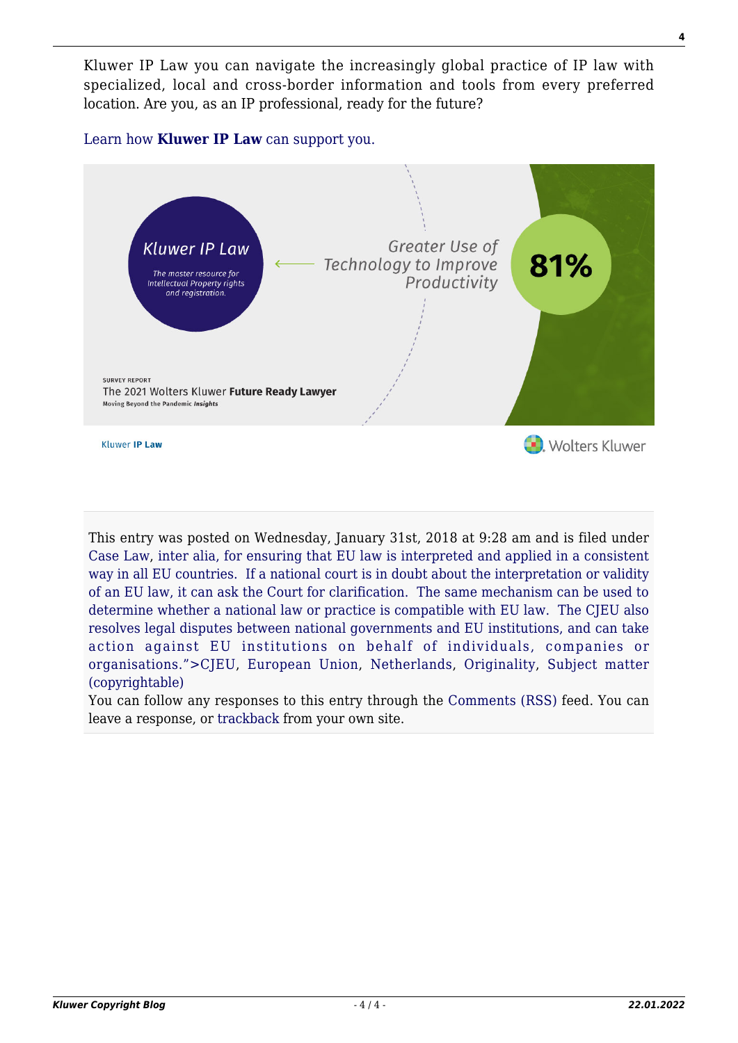Kluwer IP Law you can navigate the increasingly global practice of IP law with specialized, local and cross-border information and tools from every preferred location. Are you, as an IP professional, ready for the future?

Learn how **Kluwer IP Law** can support you.

Kluwer IP Law

The master resource for Intellectual Property rights and registration.

Greater Use of Technology to Improve Productivity

81%

SURVEY REPORT

The 2021 Wolters Kluwer **Future Ready Lawyer**

Moving Beyond the Pandemic *Insights*

Kluwer **IP Law**

Wolters Kluwer

This entry was posted on Wednesday, January 31st, 2018 at 9:28 am and is filed under Case Law, inter alia, for ensuring that EU law is interpreted and applied in a consistent way in all EU countries. If a national court is in doubt about the interpretation or validity of an EU law, it can ask the Court for clarification. The same mechanism can be used to determine whether a national law or practice is compatible with EU law. The CJEU also resolves legal disputes between national governments and EU institutions, and can take action against EU institutions on behalf of individuals, companies or organisations.">CJEU, European Union, Netherlands, Originality, Subject matter (copyrightable)

You can follow any responses to this entry through the Comments (RSS) feed. You can leave a response, or trackback from your own site.